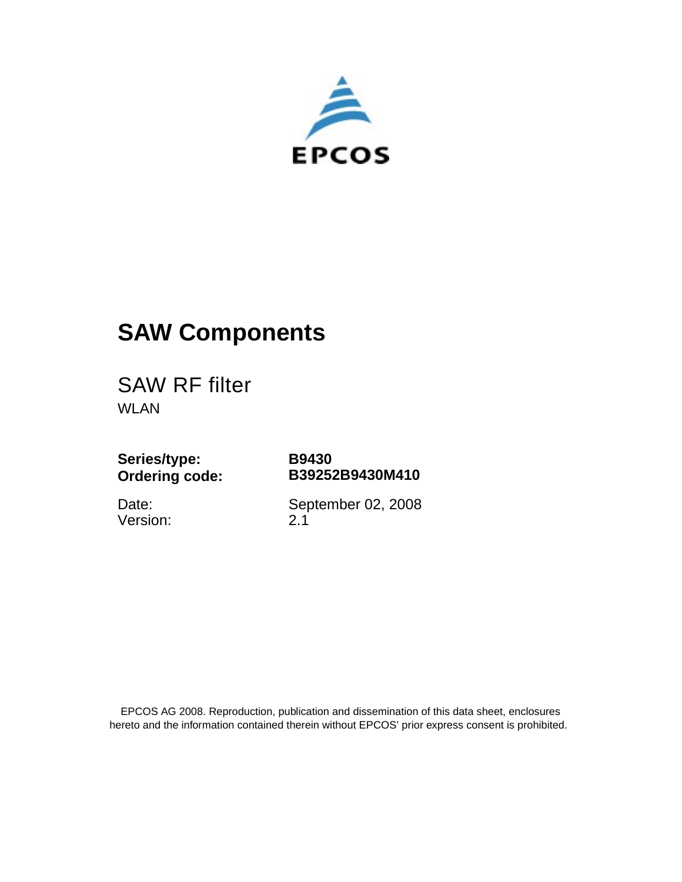EPCOS

# SAW Components

## SAW RF filter

WLAN

**Series/type:** **B9430**
**Ordering code:** **B39252B9430M410**

Date: September 02, 2008
Version: 2.1

EPCOS AG 2008. Reproduction, publication and dissemination of this data sheet, enclosures hereto and the information contained therein without EPCOS' prior express consent is prohibited.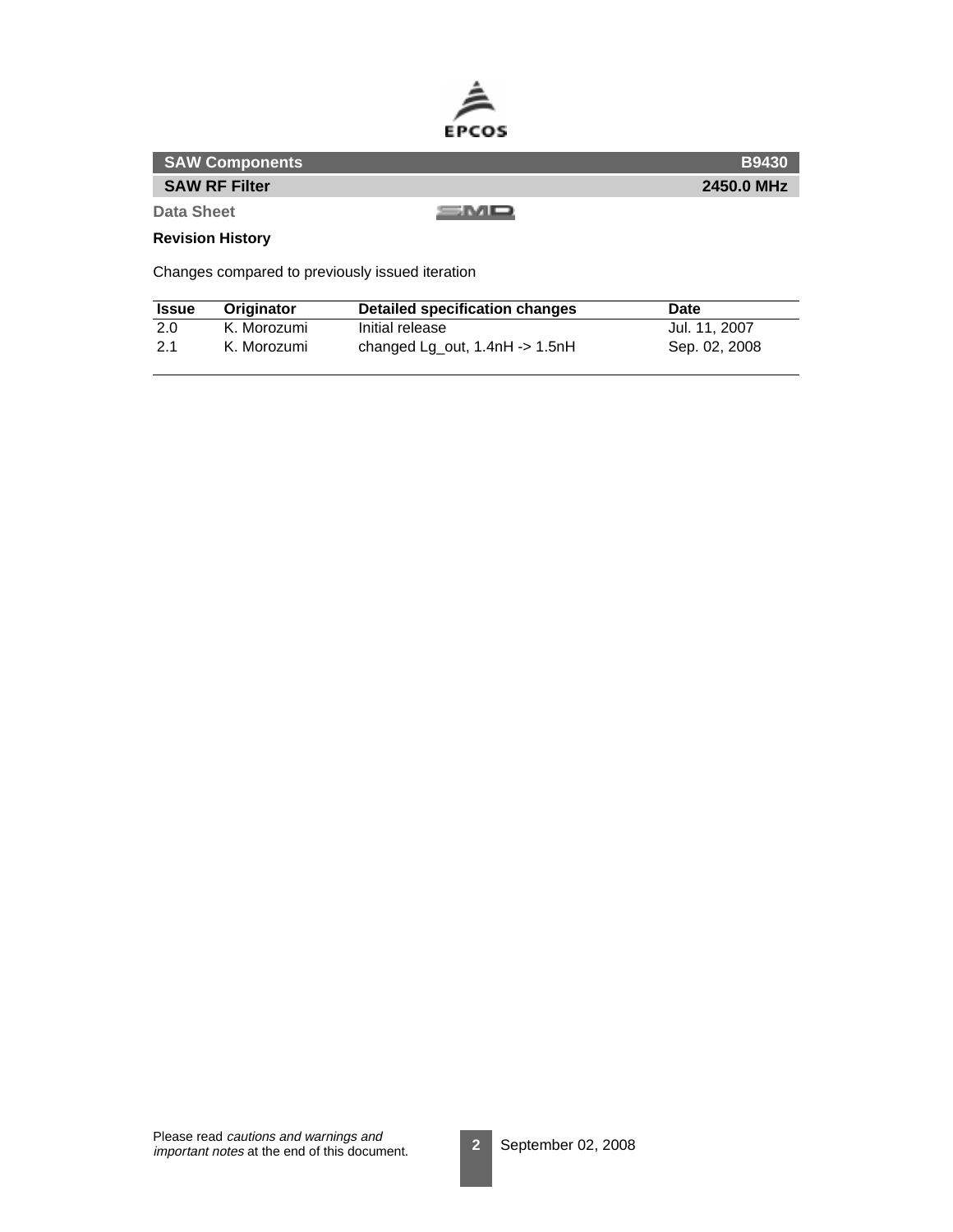## Revision History

Changes compared to previously issued iteration

| Issue | Originator | Detailed specification changes | Date |
| --- | --- | --- | --- |
| 2.0 | K. Morozumi | Initial release | Jul. 11, 2007 |
| 2.1 | K. Morozumi | changed Lg_out, 1.4nH -> 1.5nH | Sep. 02, 2008 |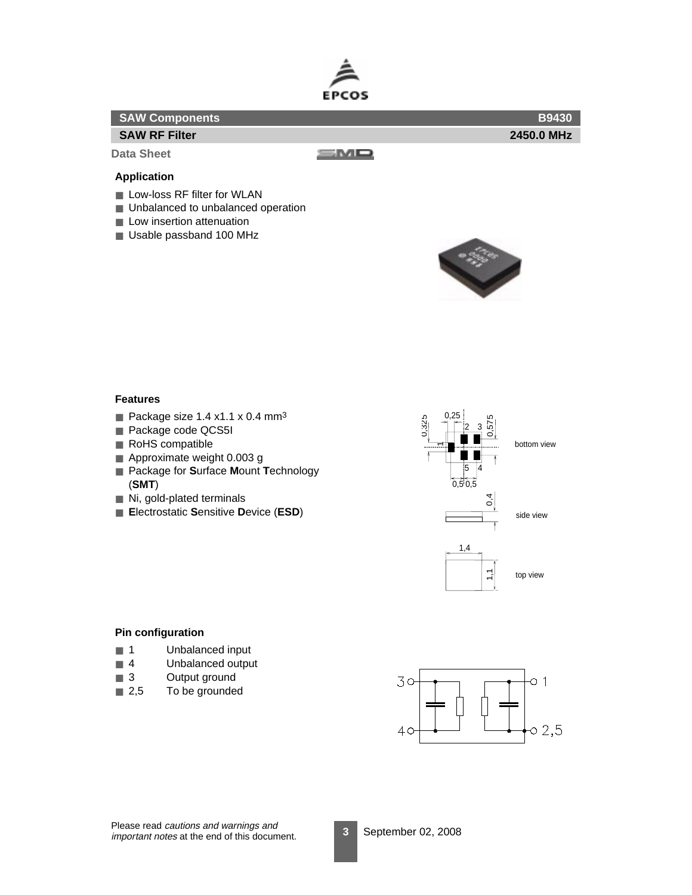| SAW Components | B9430 |
| --- | --- |
| SAW RF Filter | 2450.0 MHz |

**Data Sheet**

### Application

- Low-loss RF filter for WLAN
- Unbalanced to unbalanced operation
- Low insertion attenuation
- Usable passband 100 MHz

### Features

- Package size 1.4 x1.1 x 0.4 mm$^3$
- Package code QCS5I
- RoHS compatible
- Approximate weight 0.003 g
- Package for **S**urface **M**ount **T**echnology (**SMT**)
- Ni, gold-plated terminals
- **E**lectrostatic **S**ensitive **D**evice (**ESD**)

### Pin configuration

- 1 Unbalanced input
- 4 Unbalanced output
- 3 Output ground
- 2,5 To be grounded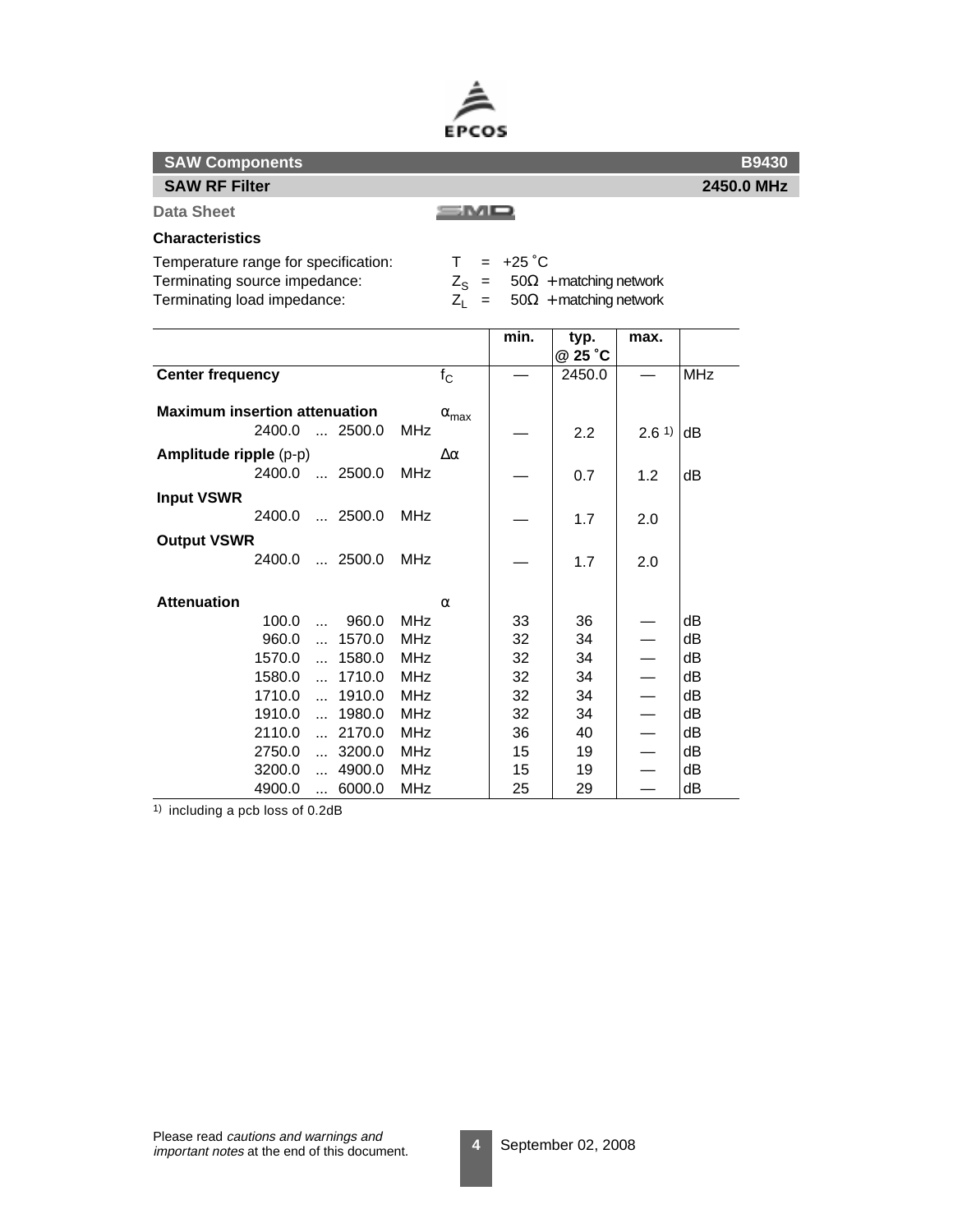**SAW Components** **B9430**

**SAW RF Filter** **2450.0 MHz**

**Data Sheet**

## Characteristics

Temperature range for specification: $T = +25\ ^\circ C$
Terminating source impedance: $Z_S = 50\Omega$ + matching network
Terminating load impedance: $Z_L = 50\Omega$ + matching network

| | | min. | typ. @ 25 °C | max. | |
|---|---|---|---|---|---|
| **Center frequency** | $f_C$ | — | 2450.0 | — | MHz |
| **Maximum insertion attenuation** | $\alpha_{max}$ | | | | |
| 2400.0 ... 2500.0 MHz | | — | 2.2 | 2.6 [1] | dB |
| **Amplitude ripple** (p-p) | $\Delta\alpha$ | | | | |
| 2400.0 ... 2500.0 MHz | | — | 0.7 | 1.2 | dB |
| **Input VSWR** | | | | | |
| 2400.0 ... 2500.0 MHz | | — | 1.7 | 2.0 | |
| **Output VSWR** | | | | | |
| 2400.0 ... 2500.0 MHz | | — | 1.7 | 2.0 | |
| **Attenuation** | $\alpha$ | | | | |
| 100.0 ... 960.0 MHz | | 33 | 36 | — | dB |
| 960.0 ... 1570.0 MHz | | 32 | 34 | — | dB |
| 1570.0 ... 1580.0 MHz | | 32 | 34 | — | dB |
| 1580.0 ... 1710.0 MHz | | 32 | 34 | — | dB |
| 1710.0 ... 1910.0 MHz | | 32 | 34 | — | dB |
| 1910.0 ... 1980.0 MHz | | 32 | 34 | — | dB |
| 2110.0 ... 2170.0 MHz | | 36 | 40 | — | dB |
| 2750.0 ... 3200.0 MHz | | 15 | 19 | — | dB |
| 3200.0 ... 4900.0 MHz | | 15 | 19 | — | dB |
| 4900.0 ... 6000.0 MHz | | 25 | 29 | — | dB |

[1] including a pcb loss of 0.2dB

Please read *cautions and warnings and important notes* at the end of this document.

September 02, 2008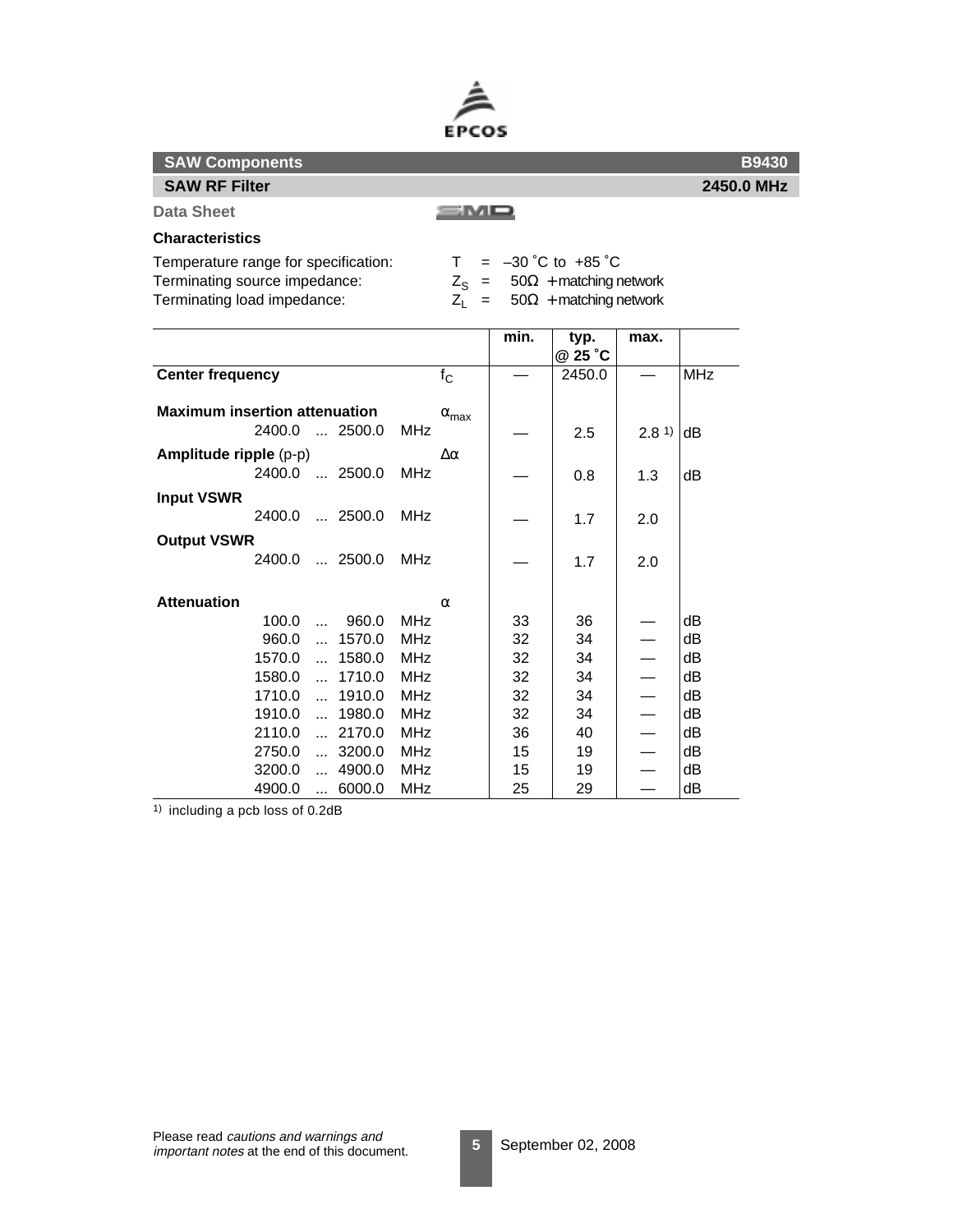**SAW Components** **B9430**

**SAW RF Filter** **2450.0 MHz**

**Data Sheet**

## Characteristics

Temperature range for specification: $T = -30\,^\circ C$ to $+85\,^\circ C$
Terminating source impedance: $Z_S = 50\Omega$ + matching network
Terminating load impedance: $Z_L = 50\Omega$ + matching network

| | | min. | typ. @ 25 ˚C | max. | |
|---|---|---|---|---|---|
| **Center frequency** | $f_C$ | — | 2450.0 | — | MHz |
| **Maximum insertion attenuation** | $\alpha_{max}$ | | | | |
| 2400.0 ... 2500.0 MHz | | — | 2.5 | 2.8 [1] | dB |
| **Amplitude ripple** (p-p) | $\Delta\alpha$ | | | | |
| 2400.0 ... 2500.0 MHz | | — | 0.8 | 1.3 | dB |
| **Input VSWR** | | | | | |
| 2400.0 ... 2500.0 MHz | | — | 1.7 | 2.0 | |
| **Output VSWR** | | | | | |
| 2400.0 ... 2500.0 MHz | | — | 1.7 | 2.0 | |
| **Attenuation** | $\alpha$ | | | | |
| 100.0 ... 960.0 MHz | | 33 | 36 | — | dB |
| 960.0 ... 1570.0 MHz | | 32 | 34 | — | dB |
| 1570.0 ... 1580.0 MHz | | 32 | 34 | — | dB |
| 1580.0 ... 1710.0 MHz | | 32 | 34 | — | dB |
| 1710.0 ... 1910.0 MHz | | 32 | 34 | — | dB |
| 1910.0 ... 1980.0 MHz | | 32 | 34 | — | dB |
| 2110.0 ... 2170.0 MHz | | 36 | 40 | — | dB |
| 2750.0 ... 3200.0 MHz | | 15 | 19 | — | dB |
| 3200.0 ... 4900.0 MHz | | 15 | 19 | — | dB |
| 4900.0 ... 6000.0 MHz | | 25 | 29 | — | dB |

[1] including a pcb loss of 0.2dB

Please read *cautions and warnings and important notes* at the end of this document.

September 02, 2008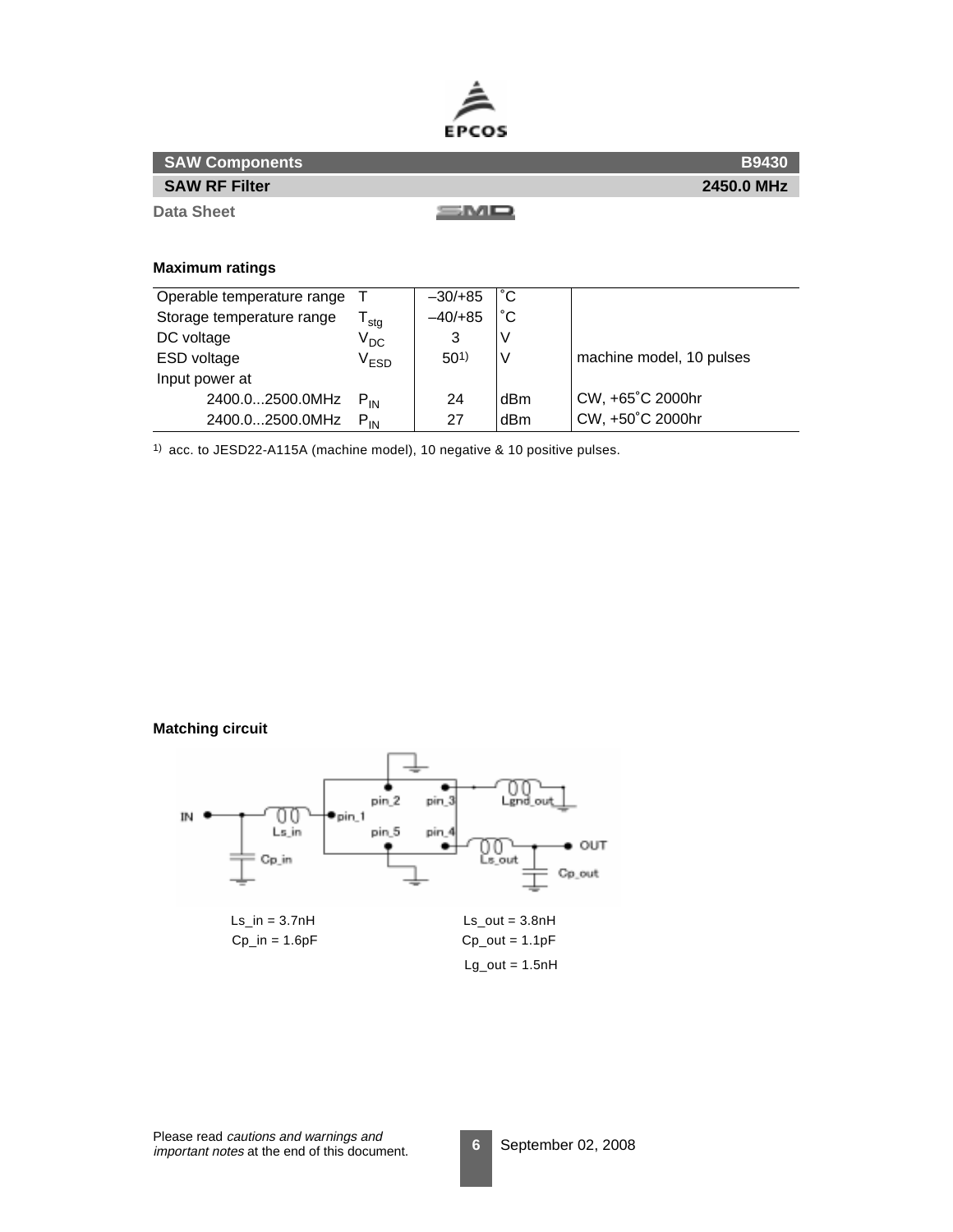**SAW Components** **B9430**

**SAW RF Filter** **2450.0 MHz**

**Data Sheet**

### Maximum ratings

| | | | | |
|---|---|---|---|---|
| Operable temperature range | T | –30/+85 | ˚C | |
| Storage temperature range | $T_{stg}$ | –40/+85 | ˚C | |
| DC voltage | $V_{DC}$ | 3 | V | |
| ESD voltage | $V_{ESD}$ | 50[1)] | V | machine model, 10 pulses |
| Input power at | | | | |
| 2400.0...2500.0MHz | $P_{IN}$ | 24 | dBm | CW, +65˚C 2000hr |
| 2400.0...2500.0MHz | $P_{IN}$ | 27 | dBm | CW, +50˚C 2000hr |

[1)] acc. to JESD22-A115A (machine model), 10 negative & 10 positive pulses.

### Matching circuit

Ls_in = 3.7nH
Cp_in = 1.6pF

Ls_out = 3.8nH
Cp_out = 1.1pF
Lg_out = 1.5nH

Please read *cautions and warnings and important notes* at the end of this document.

September 02, 2008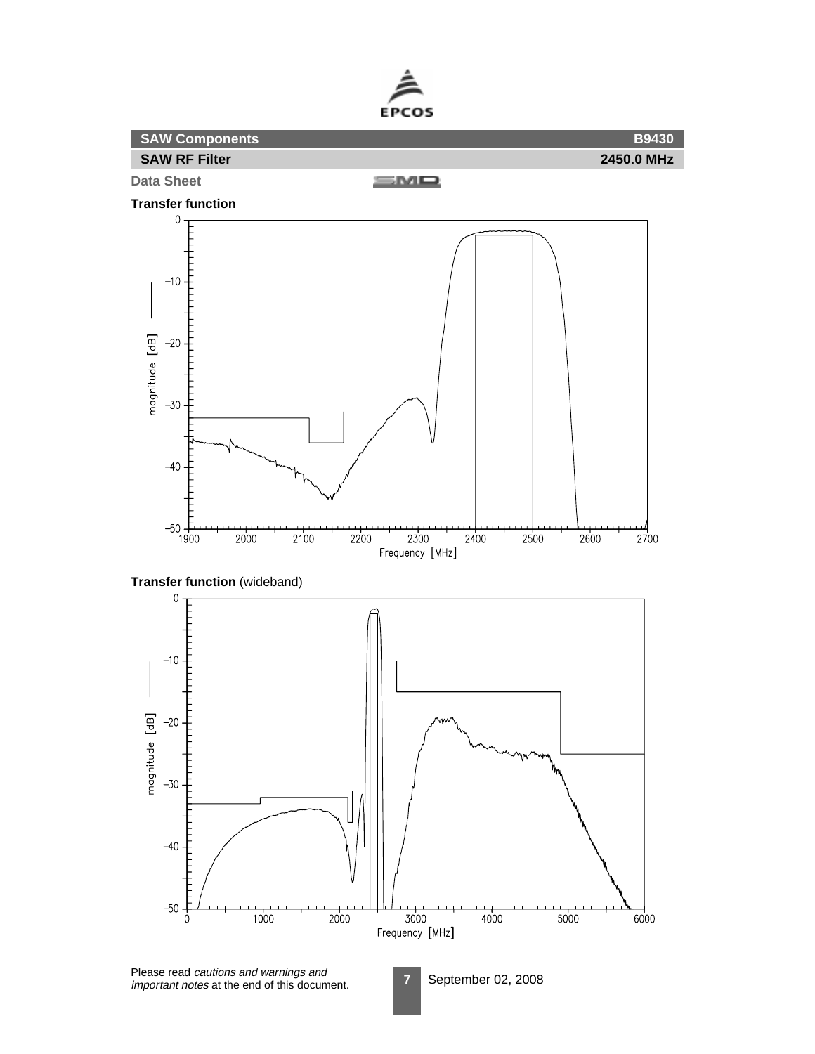**SAW Components** B9430

**SAW RF Filter** 2450.0 MHz

**Data Sheet**

**Transfer function**

**Transfer function** (wideband)

Please read *cautions and warnings and important notes* at the end of this document.

September 02, 2008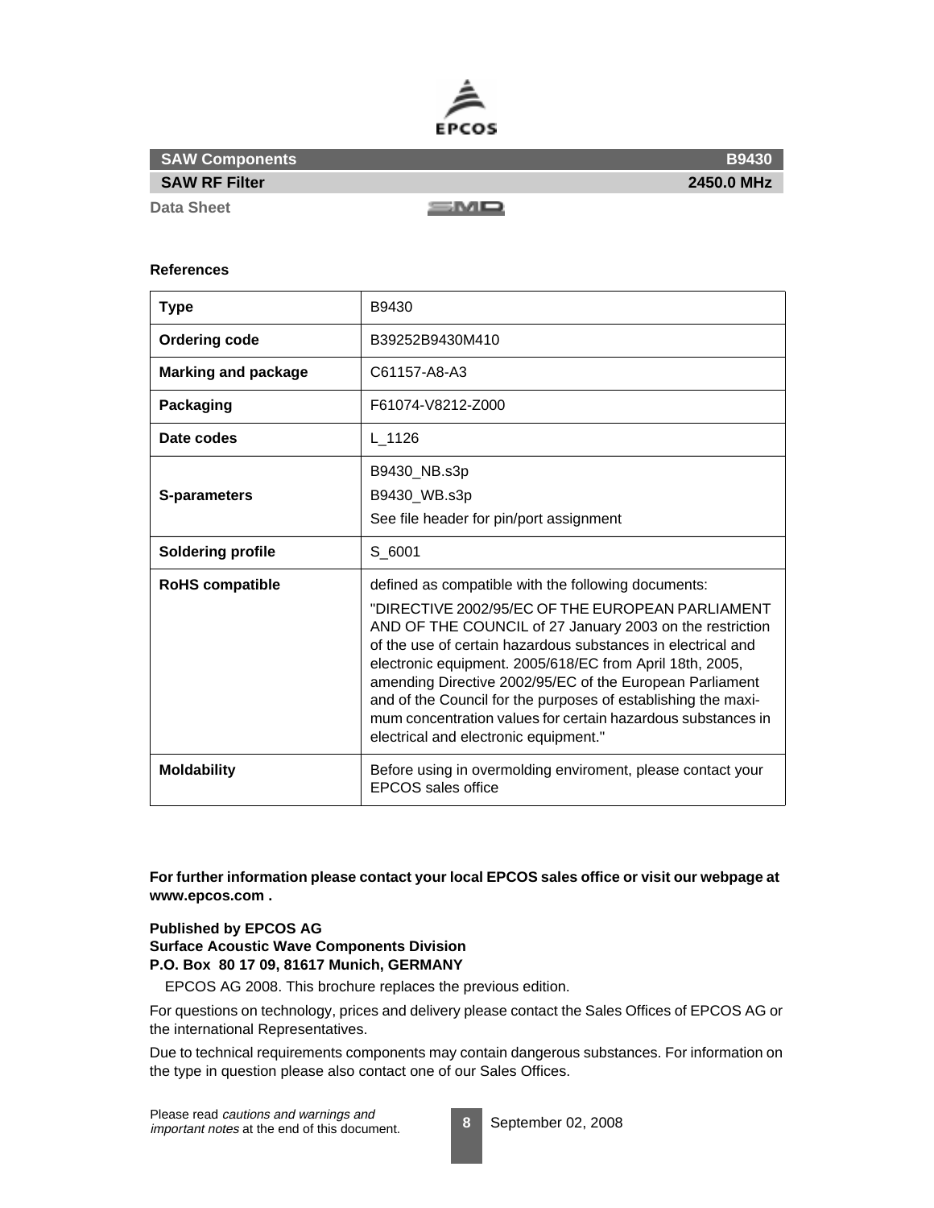## References

| Type | B9430 |
|---|---|
| **Ordering code** | B39252B9430M410 |
| **Marking and package** | C61157-A8-A3 |
| **Packaging** | F61074-V8212-Z000 |
| **Date codes** | L_1126 |
| **S-parameters** | B9430_NB.s3p<br>B9430_WB.s3p<br>See file header for pin/port assignment |
| **Soldering profile** | S_6001 |
| **RoHS compatible** | defined as compatible with the following documents:<br>"DIRECTIVE 2002/95/EC OF THE EUROPEAN PARLIAMENT AND OF THE COUNCIL of 27 January 2003 on the restriction of the use of certain hazardous substances in electrical and electronic equipment. 2005/618/EC from April 18th, 2005, amending Directive 2002/95/EC of the European Parliament and of the Council for the purposes of establishing the maximum concentration values for certain hazardous substances in electrical and electronic equipment." |
| **Moldability** | Before using in overmolding enviroment, please contact your EPCOS sales office |

**For further information please contact your local EPCOS sales office or visit our webpage at www.epcos.com .**

**Published by EPCOS AG**
**Surface Acoustic Wave Components Division**
**P.O. Box 80 17 09, 81617 Munich, GERMANY**

EPCOS AG 2008. This brochure replaces the previous edition.

For questions on technology, prices and delivery please contact the Sales Offices of EPCOS AG or the international Representatives.

Due to technical requirements components may contain dangerous substances. For information on the type in question please also contact one of our Sales Offices.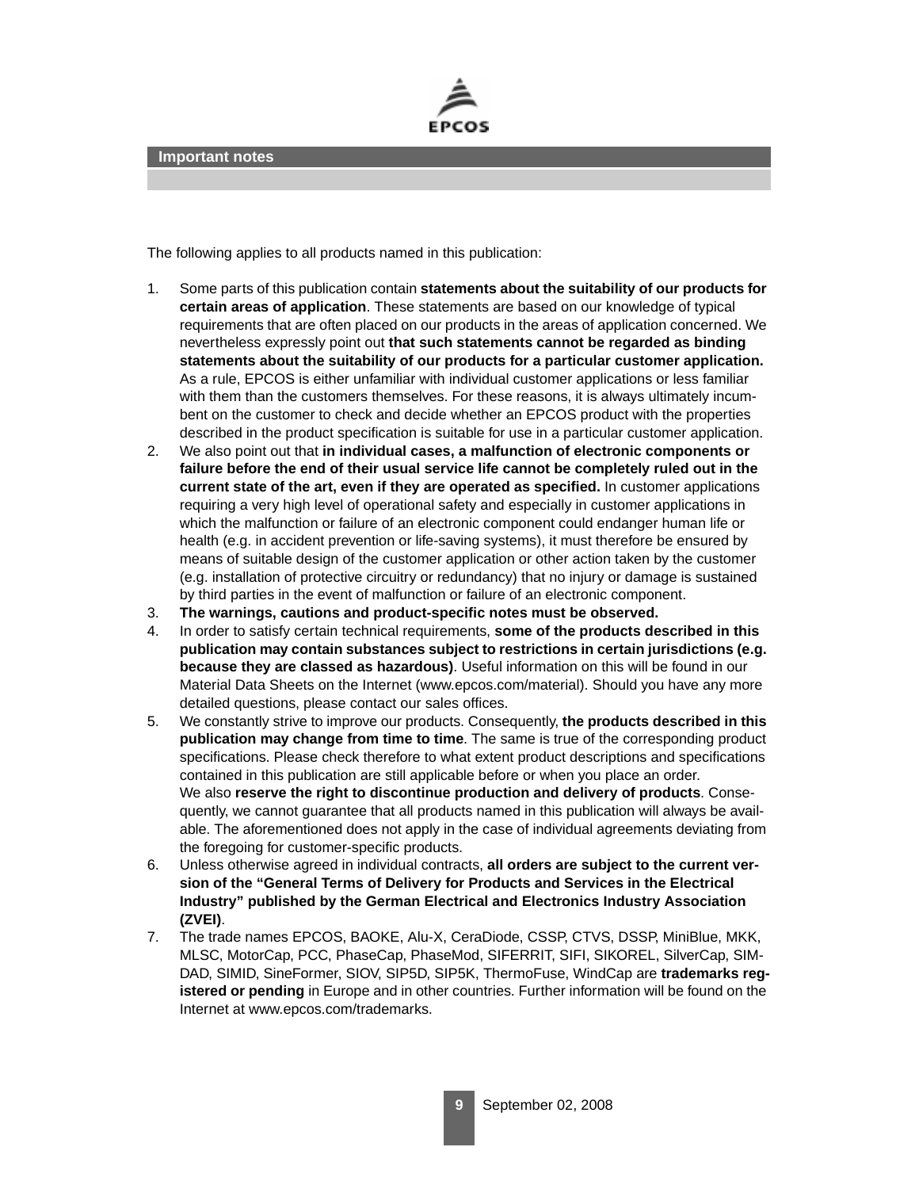## Important notes

The following applies to all products named in this publication:

1. Some parts of this publication contain **statements about the suitability of our products for certain areas of application**. These statements are based on our knowledge of typical requirements that are often placed on our products in the areas of application concerned. We nevertheless expressly point out **that such statements cannot be regarded as binding statements about the suitability of our products for a particular customer application.** As a rule, EPCOS is either unfamiliar with individual customer applications or less familiar with them than the customers themselves. For these reasons, it is always ultimately incumbent on the customer to check and decide whether an EPCOS product with the properties described in the product specification is suitable for use in a particular customer application.
2. We also point out that **in individual cases, a malfunction of electronic components or failure before the end of their usual service life cannot be completely ruled out in the current state of the art, even if they are operated as specified.** In customer applications requiring a very high level of operational safety and especially in customer applications in which the malfunction or failure of an electronic component could endanger human life or health (e.g. in accident prevention or life-saving systems), it must therefore be ensured by means of suitable design of the customer application or other action taken by the customer (e.g. installation of protective circuitry or redundancy) that no injury or damage is sustained by third parties in the event of malfunction or failure of an electronic component.
3. **The warnings, cautions and product-specific notes must be observed.**
4. In order to satisfy certain technical requirements, **some of the products described in this publication may contain substances subject to restrictions in certain jurisdictions (e.g. because they are classed as hazardous)**. Useful information on this will be found in our Material Data Sheets on the Internet (www.epcos.com/material). Should you have any more detailed questions, please contact our sales offices.
5. We constantly strive to improve our products. Consequently, **the products described in this publication may change from time to time**. The same is true of the corresponding product specifications. Please check therefore to what extent product descriptions and specifications contained in this publication are still applicable before or when you place an order.
   We also **reserve the right to discontinue production and delivery of products**. Consequently, we cannot guarantee that all products named in this publication will always be available. The aforementioned does not apply in the case of individual agreements deviating from the foregoing for customer-specific products.
6. Unless otherwise agreed in individual contracts, **all orders are subject to the current version of the "General Terms of Delivery for Products and Services in the Electrical Industry" published by the German Electrical and Electronics Industry Association (ZVEI)**.
7. The trade names EPCOS, BAOKE, Alu-X, CeraDiode, CSSP, CTVS, DSSP, MiniBlue, MKK, MLSC, MotorCap, PCC, PhaseCap, PhaseMod, SIFERRIT, SIFI, SIKOREL, SilverCap, SIMDAD, SIMID, SineFormer, SIOV, SIP5D, SIP5K, ThermoFuse, WindCap are **trademarks registered or pending** in Europe and in other countries. Further information will be found on the Internet at www.epcos.com/trademarks.

September 02, 2008